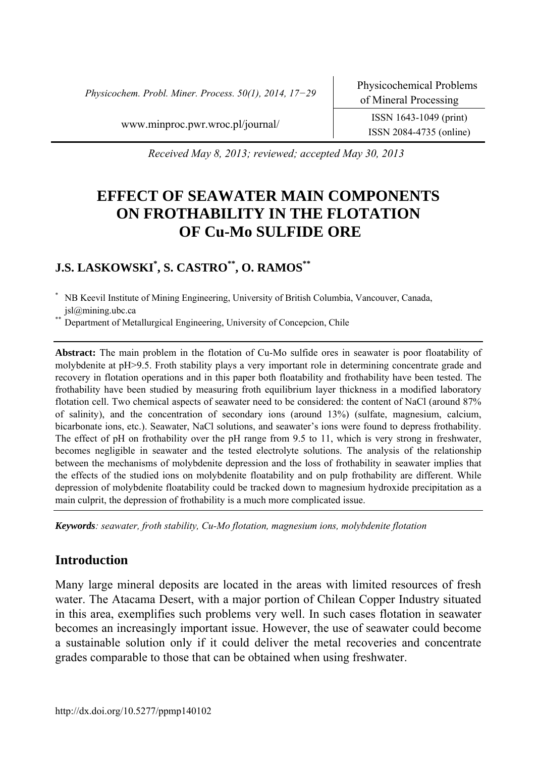Received May 8, 2013; reviewed; accepted May 30, 2013

# EFFECT OF SEAWATER MAIN COMPONENTS ON FROTHABILITY IN THE FLOTATION OF Cu-Mo SULFIDE ORE

**J.S. LASKOWSKI[*], S. CASTRO[**], O. RAMOS[**]**

[*] NB Keevil Institute of Mining Engineering, University of British Columbia, Vancouver, Canada, jsl@mining.ubc.ca

[**] Department of Metallurgical Engineering, University of Concepcion, Chile

**Abstract:** The main problem in the flotation of Cu-Mo sulfide ores in seawater is poor floatability of molybdenite at pH>9.5. Froth stability plays a very important role in determining concentrate grade and recovery in flotation operations and in this paper both floatability and frothability have been tested. The frothability have been studied by measuring froth equilibrium layer thickness in a modified laboratory flotation cell. Two chemical aspects of seawater need to be considered: the content of NaCl (around 87% of salinity), and the concentration of secondary ions (around 13%) (sulfate, magnesium, calcium, bicarbonate ions, etc.). Seawater, NaCl solutions, and seawater's ions were found to depress frothability. The effect of pH on frothability over the pH range from 9.5 to 11, which is very strong in freshwater, becomes negligible in seawater and the tested electrolyte solutions. The analysis of the relationship between the mechanisms of molybdenite depression and the loss of frothability in seawater implies that the effects of the studied ions on molybdenite floatability and on pulp frothability are different. While depression of molybdenite floatability could be tracked down to magnesium hydroxide precipitation as a main culprit, the depression of frothability is a much more complicated issue.

***Keywords****: seawater, froth stability, Cu-Mo flotation, magnesium ions, molybdenite flotation*

## Introduction

Many large mineral deposits are located in the areas with limited resources of fresh water. The Atacama Desert, with a major portion of Chilean Copper Industry situated in this area, exemplifies such problems very well. In such cases flotation in seawater becomes an increasingly important issue. However, the use of seawater could become a sustainable solution only if it could deliver the metal recoveries and concentrate grades comparable to those that can be obtained when using freshwater.

http://dx.doi.org/10.5277/ppmp140102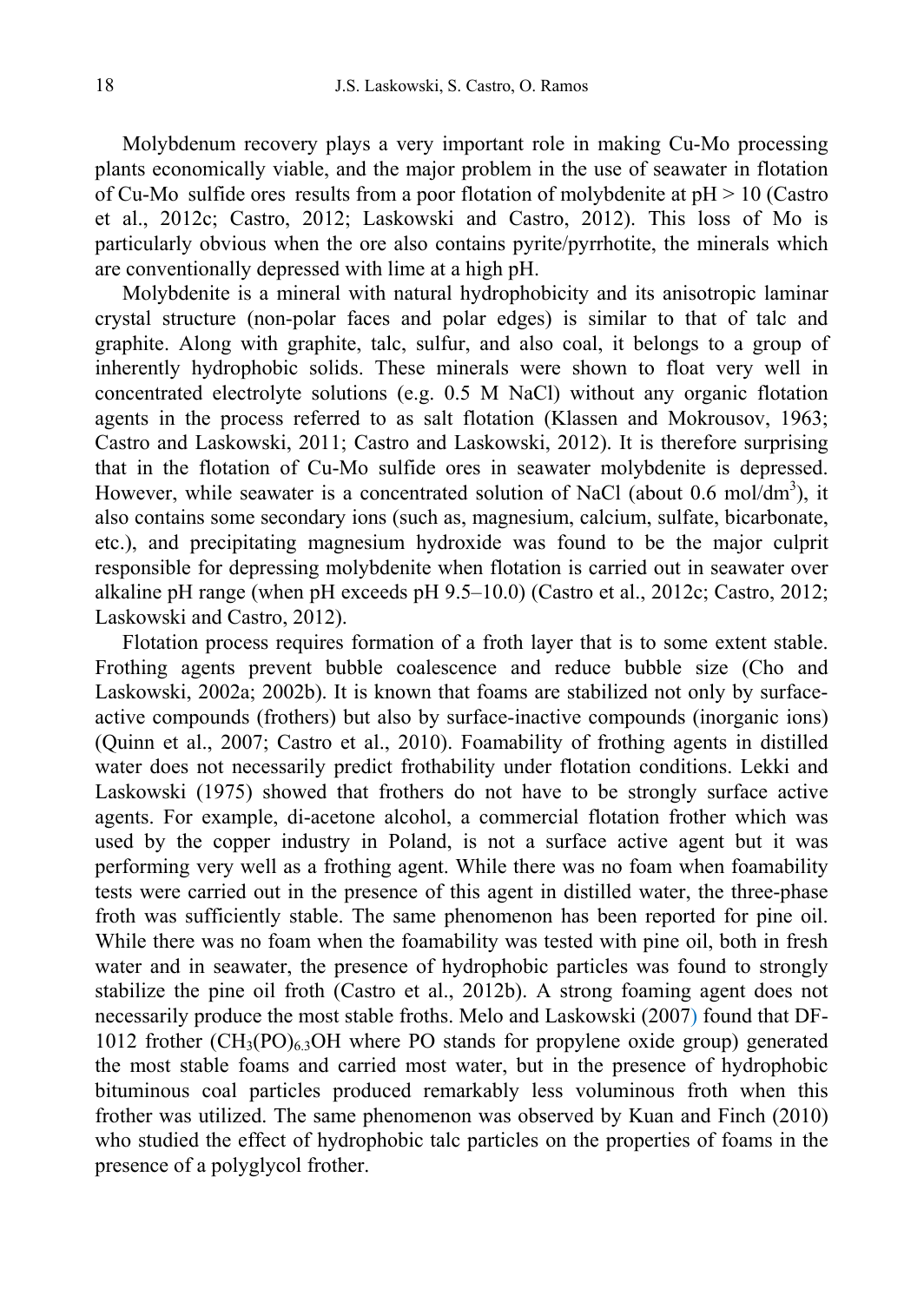Molybdenum recovery plays a very important role in making Cu-Mo processing plants economically viable, and the major problem in the use of seawater in flotation of Cu-Mo sulfide ores results from a poor flotation of molybdenite at pH > 10 (Castro et al., 2012c; Castro, 2012; Laskowski and Castro, 2012). This loss of Mo is particularly obvious when the ore also contains pyrite/pyrrhotite, the minerals which are conventionally depressed with lime at a high pH.

Molybdenite is a mineral with natural hydrophobicity and its anisotropic laminar crystal structure (non-polar faces and polar edges) is similar to that of talc and graphite. Along with graphite, talc, sulfur, and also coal, it belongs to a group of inherently hydrophobic solids. These minerals were shown to float very well in concentrated electrolyte solutions (e.g. 0.5 M NaCl) without any organic flotation agents in the process referred to as salt flotation (Klassen and Mokrousov, 1963; Castro and Laskowski, 2011; Castro and Laskowski, 2012). It is therefore surprising that in the flotation of Cu-Mo sulfide ores in seawater molybdenite is depressed. However, while seawater is a concentrated solution of NaCl (about 0.6 mol/dm$^3$), it also contains some secondary ions (such as, magnesium, calcium, sulfate, bicarbonate, etc.), and precipitating magnesium hydroxide was found to be the major culprit responsible for depressing molybdenite when flotation is carried out in seawater over alkaline pH range (when pH exceeds pH 9.5–10.0) (Castro et al., 2012c; Castro, 2012; Laskowski and Castro, 2012).

Flotation process requires formation of a froth layer that is to some extent stable. Frothing agents prevent bubble coalescence and reduce bubble size (Cho and Laskowski, 2002a; 2002b). It is known that foams are stabilized not only by surface-active compounds (frothers) but also by surface-inactive compounds (inorganic ions) (Quinn et al., 2007; Castro et al., 2010). Foamability of frothing agents in distilled water does not necessarily predict frothability under flotation conditions. Lekki and Laskowski (1975) showed that frothers do not have to be strongly surface active agents. For example, di-acetone alcohol, a commercial flotation frother which was used by the copper industry in Poland, is not a surface active agent but it was performing very well as a frothing agent. While there was no foam when foamability tests were carried out in the presence of this agent in distilled water, the three-phase froth was sufficiently stable. The same phenomenon has been reported for pine oil. While there was no foam when the foamability was tested with pine oil, both in fresh water and in seawater, the presence of hydrophobic particles was found to strongly stabilize the pine oil froth (Castro et al., 2012b). A strong foaming agent does not necessarily produce the most stable froths. Melo and Laskowski (2007) found that DF-1012 frother ($CH_3(PO)_{6.3}OH$ where PO stands for propylene oxide group) generated the most stable foams and carried most water, but in the presence of hydrophobic bituminous coal particles produced remarkably less voluminous froth when this frother was utilized. The same phenomenon was observed by Kuan and Finch (2010) who studied the effect of hydrophobic talc particles on the properties of foams in the presence of a polyglycol frother.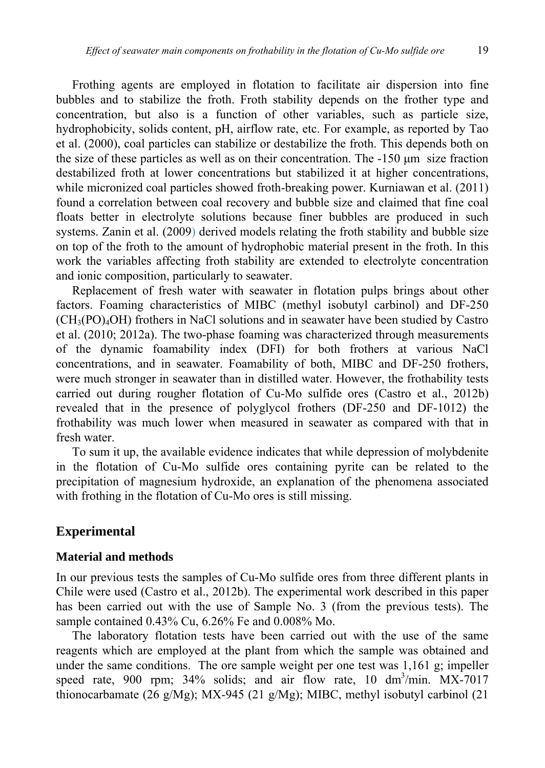Frothing agents are employed in flotation to facilitate air dispersion into fine bubbles and to stabilize the froth. Froth stability depends on the frother type and concentration, but also is a function of other variables, such as particle size, hydrophobicity, solids content, pH, airflow rate, etc. For example, as reported by Tao et al. (2000), coal particles can stabilize or destabilize the froth. This depends both on the size of these particles as well as on their concentration. The -150 μm size fraction destabilized froth at lower concentrations but stabilized it at higher concentrations, while micronized coal particles showed froth-breaking power. Kurniawan et al. (2011) found a correlation between coal recovery and bubble size and claimed that fine coal floats better in electrolyte solutions because finer bubbles are produced in such systems. Zanin et al. (2009) derived models relating the froth stability and bubble size on top of the froth to the amount of hydrophobic material present in the froth. In this work the variables affecting froth stability are extended to electrolyte concentration and ionic composition, particularly to seawater.

Replacement of fresh water with seawater in flotation pulps brings about other factors. Foaming characteristics of MIBC (methyl isobutyl carbinol) and DF-250 ($CH_3(PO)_4OH$) frothers in NaCl solutions and in seawater have been studied by Castro et al. (2010; 2012a). The two-phase foaming was characterized through measurements of the dynamic foamability index (DFI) for both frothers at various NaCl concentrations, and in seawater. Foamability of both, MIBC and DF-250 frothers, were much stronger in seawater than in distilled water. However, the frothability tests carried out during rougher flotation of Cu-Mo sulfide ores (Castro et al., 2012b) revealed that in the presence of polyglycol frothers (DF-250 and DF-1012) the frothability was much lower when measured in seawater as compared with that in fresh water.

To sum it up, the available evidence indicates that while depression of molybdenite in the flotation of Cu-Mo sulfide ores containing pyrite can be related to the precipitation of magnesium hydroxide, an explanation of the phenomena associated with frothing in the flotation of Cu-Mo ores is still missing.

## Experimental

### Material and methods

In our previous tests the samples of Cu-Mo sulfide ores from three different plants in Chile were used (Castro et al., 2012b). The experimental work described in this paper has been carried out with the use of Sample No. 3 (from the previous tests). The sample contained 0.43% Cu, 6.26% Fe and 0.008% Mo.

The laboratory flotation tests have been carried out with the use of the same reagents which are employed at the plant from which the sample was obtained and under the same conditions. The ore sample weight per one test was 1,161 g; impeller speed rate, 900 rpm; 34% solids; and air flow rate, 10 $dm^3$/min. MX-7017 thionocarbamate (26 g/Mg); MX-945 (21 g/Mg); MIBC, methyl isobutyl carbinol (21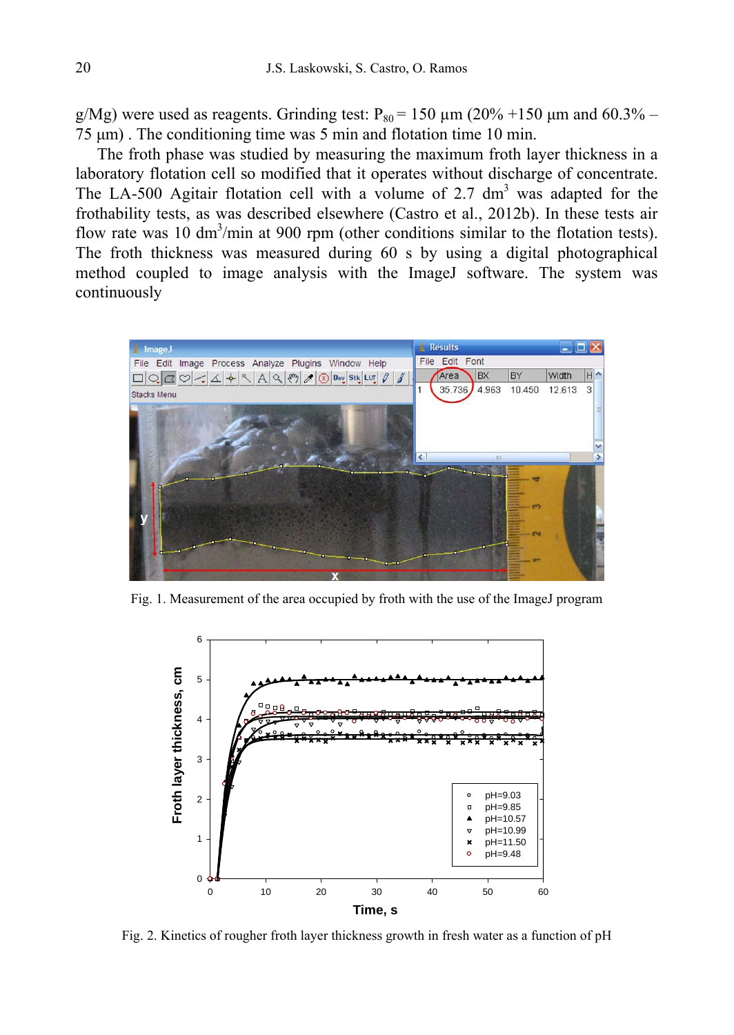g/Mg) were used as reagents. Grinding test: $P_{80}$ = 150 µm (20% +150 µm and 60.3% – 75 µm) . The conditioning time was 5 min and flotation time 10 min.

The froth phase was studied by measuring the maximum froth layer thickness in a laboratory flotation cell so modified that it operates without discharge of concentrate. The LA-500 Agitair flotation cell with a volume of 2.7 $dm^3$ was adapted for the frothability tests, as was described elsewhere (Castro et al., 2012b). In these tests air flow rate was 10 $dm^3$/min at 900 rpm (other conditions similar to the flotation tests). The froth thickness was measured during 60 s by using a digital photographical method coupled to image analysis with the ImageJ software. The system was continuously

Fig. 1. Measurement of the area occupied by froth with the use of the ImageJ program

Fig. 2. Kinetics of rougher froth layer thickness growth in fresh water as a function of pH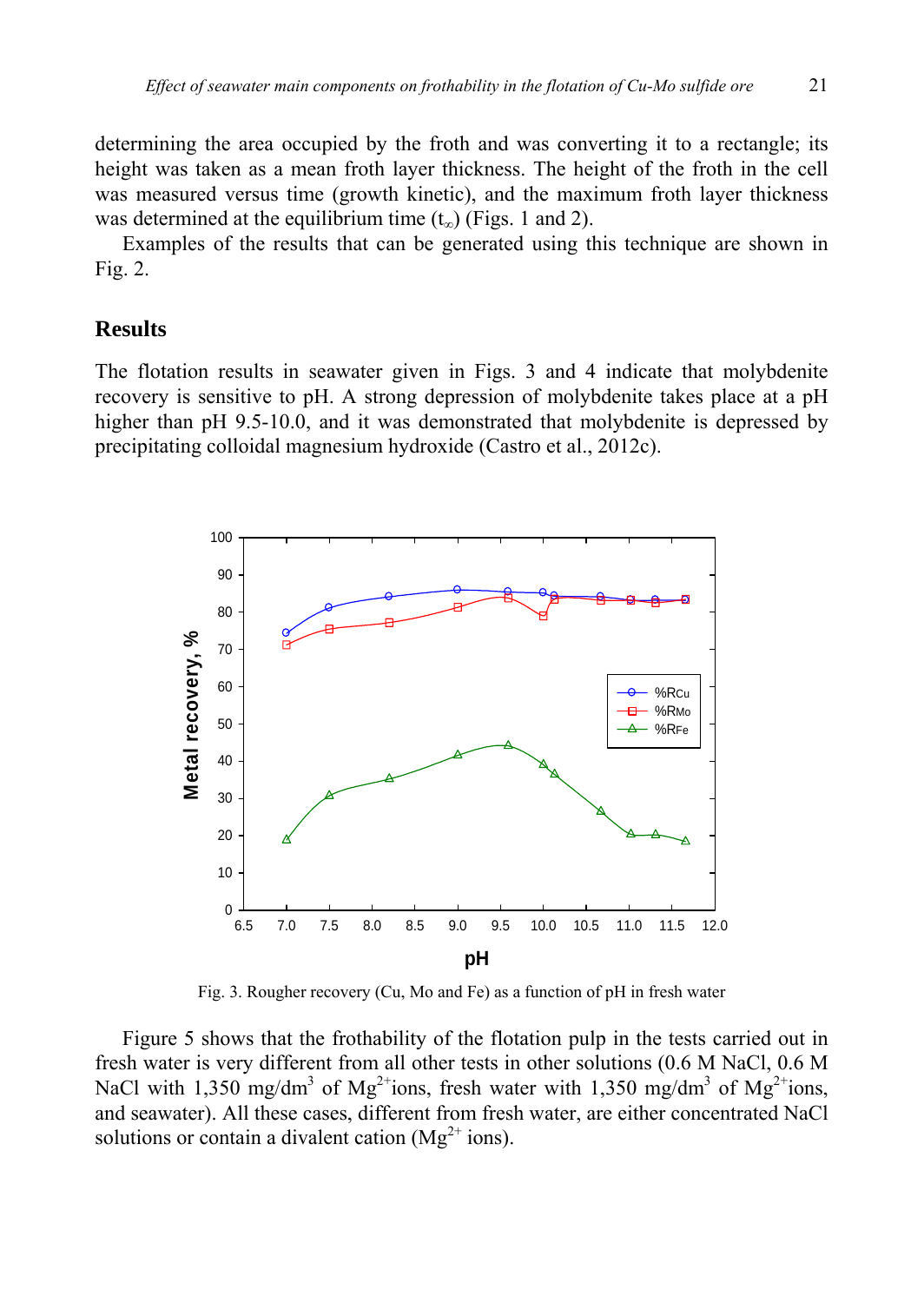determining the area occupied by the froth and was converting it to a rectangle; its height was taken as a mean froth layer thickness. The height of the froth in the cell was measured versus time (growth kinetic), and the maximum froth layer thickness was determined at the equilibrium time ($t_\infty$) (Figs. 1 and 2).

Examples of the results that can be generated using this technique are shown in Fig. 2.

## Results

The flotation results in seawater given in Figs. 3 and 4 indicate that molybdenite recovery is sensitive to pH. A strong depression of molybdenite takes place at a pH higher than pH 9.5-10.0, and it was demonstrated that molybdenite is depressed by precipitating colloidal magnesium hydroxide (Castro et al., 2012c).

Fig. 3. Rougher recovery (Cu, Mo and Fe) as a function of pH in fresh water

Figure 5 shows that the frothability of the flotation pulp in the tests carried out in fresh water is very different from all other tests in other solutions (0.6 M NaCl, 0.6 M NaCl with 1,350 mg/dm$^3$ of $Mg^{2+}$ions, fresh water with 1,350 mg/dm$^3$ of $Mg^{2+}$ions, and seawater). All these cases, different from fresh water, are either concentrated NaCl solutions or contain a divalent cation ($Mg^{2+}$ ions).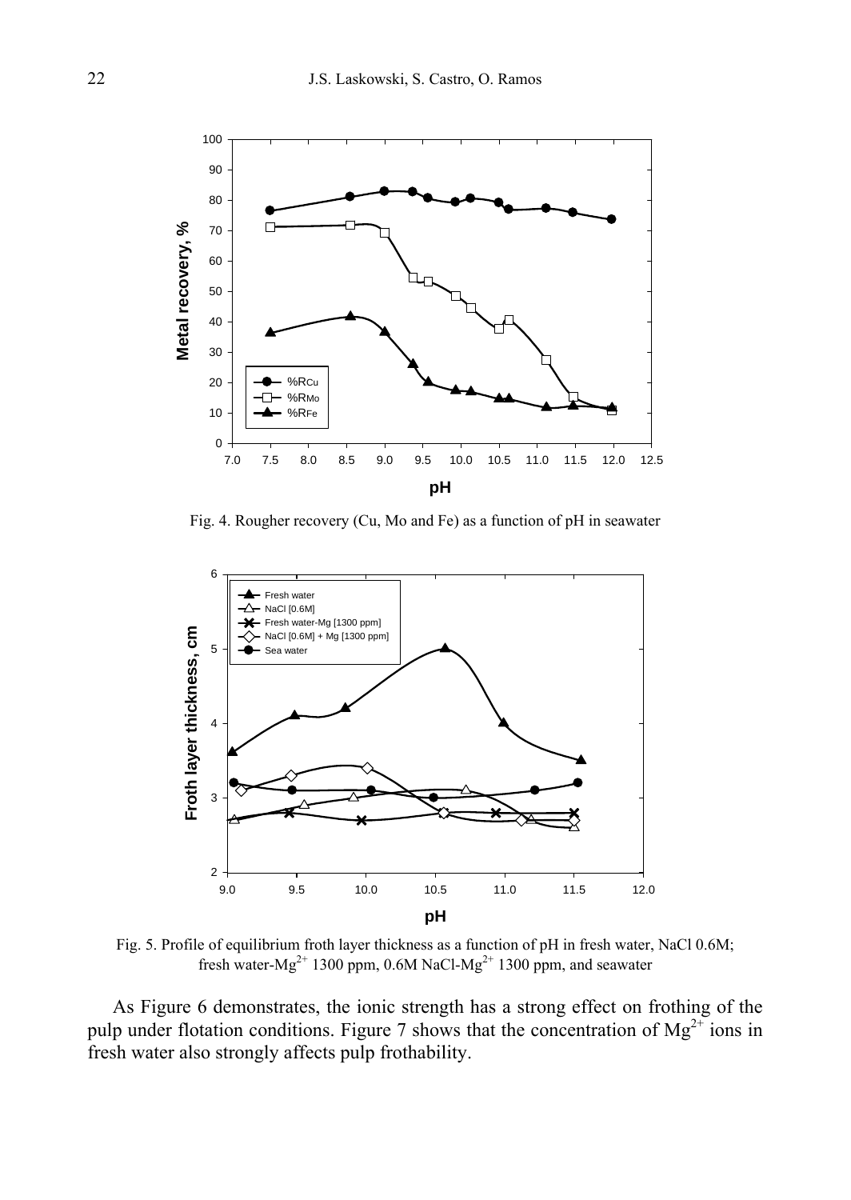Fig. 4. Rougher recovery (Cu, Mo and Fe) as a function of pH in seawater

Fig. 5. Profile of equilibrium froth layer thickness as a function of pH in fresh water, NaCl 0.6M; fresh water-$Mg^{2+}$ 1300 ppm, 0.6M NaCl-$Mg^{2+}$ 1300 ppm, and seawater

As Figure 6 demonstrates, the ionic strength has a strong effect on frothing of the pulp under flotation conditions. Figure 7 shows that the concentration of $Mg^{2+}$ ions in fresh water also strongly affects pulp frothability.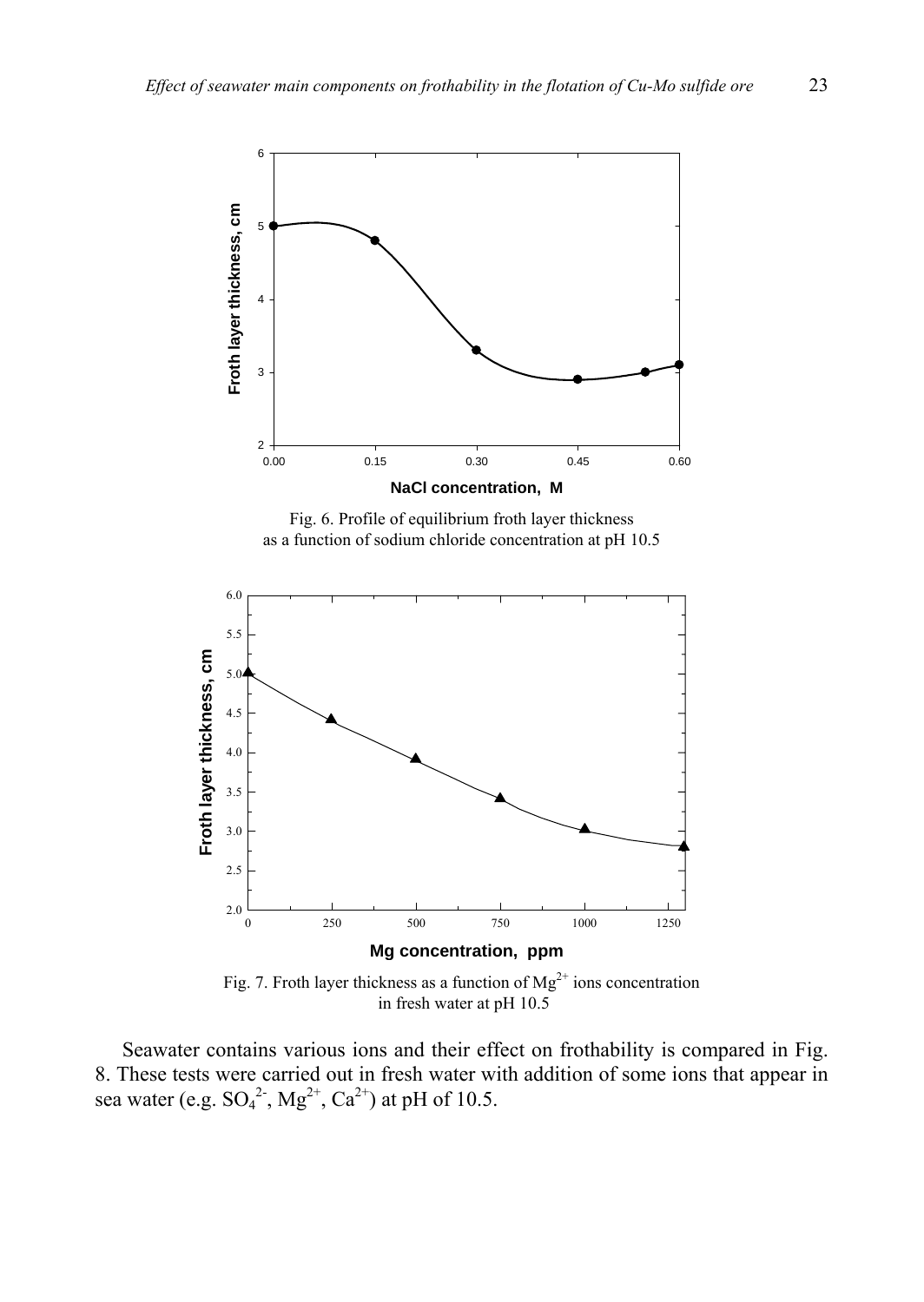Fig. 6. Profile of equilibrium froth layer thickness as a function of sodium chloride concentration at pH 10.5

Fig. 7. Froth layer thickness as a function of $Mg^{2+}$ ions concentration in fresh water at pH 10.5

Seawater contains various ions and their effect on frothability is compared in Fig. 8. These tests were carried out in fresh water with addition of some ions that appear in sea water (e.g. $SO_4^{2-}$, $Mg^{2+}$, $Ca^{2+}$) at pH of 10.5.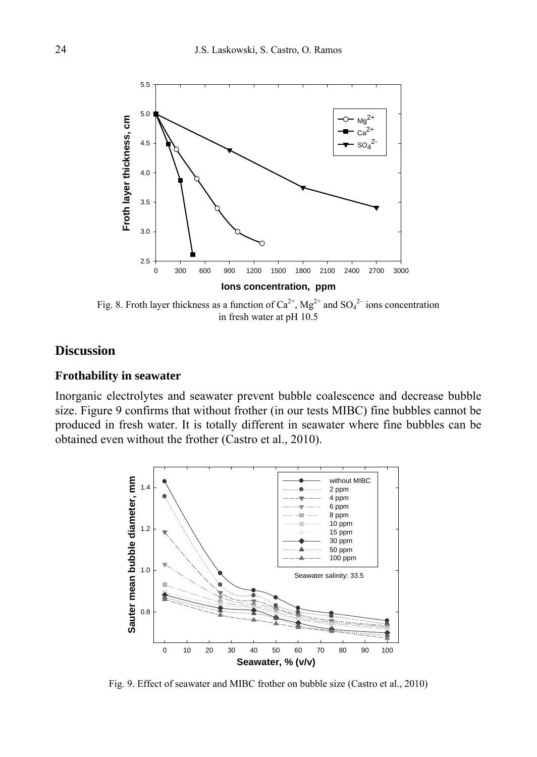Fig. 8. Froth layer thickness as a function of $Ca^{2+}$, $Mg^{2+}$ and $SO_4^{2-}$ ions concentration in fresh water at pH 10.5

## Discussion

### Frothability in seawater

Inorganic electrolytes and seawater prevent bubble coalescence and decrease bubble size. Figure 9 confirms that without frother (in our tests MIBC) fine bubbles cannot be produced in fresh water. It is totally different in seawater where fine bubbles can be obtained even without the frother (Castro et al., 2010).

Fig. 9. Effect of seawater and MIBC frother on bubble size (Castro et al., 2010)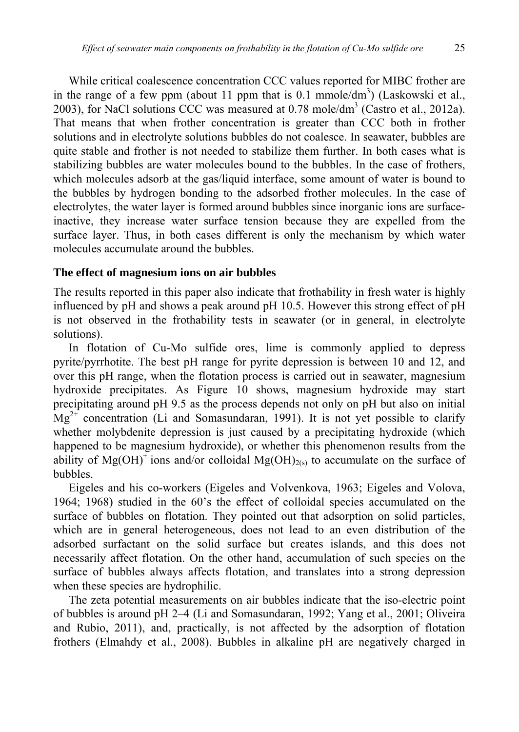While critical coalescence concentration CCC values reported for MIBC frother are in the range of a few ppm (about 11 ppm that is 0.1 mmole/$dm^3$) (Laskowski et al., 2003), for NaCl solutions CCC was measured at 0.78 mole/$dm^3$ (Castro et al., 2012a). That means that when frother concentration is greater than CCC both in frother solutions and in electrolyte solutions bubbles do not coalesce. In seawater, bubbles are quite stable and frother is not needed to stabilize them further. In both cases what is stabilizing bubbles are water molecules bound to the bubbles. In the case of frothers, which molecules adsorb at the gas/liquid interface, some amount of water is bound to the bubbles by hydrogen bonding to the adsorbed frother molecules. In the case of electrolytes, the water layer is formed around bubbles since inorganic ions are surface-inactive, they increase water surface tension because they are expelled from the surface layer. Thus, in both cases different is only the mechanism by which water molecules accumulate around the bubbles.

### The effect of magnesium ions on air bubbles

The results reported in this paper also indicate that frothability in fresh water is highly influenced by pH and shows a peak around pH 10.5. However this strong effect of pH is not observed in the frothability tests in seawater (or in general, in electrolyte solutions).

In flotation of Cu-Mo sulfide ores, lime is commonly applied to depress pyrite/pyrrhotite. The best pH range for pyrite depression is between 10 and 12, and over this pH range, when the flotation process is carried out in seawater, magnesium hydroxide precipitates. As Figure 10 shows, magnesium hydroxide may start precipitating around pH 9.5 as the process depends not only on pH but also on initial $Mg^{2+}$ concentration (Li and Somasundaran, 1991). It is not yet possible to clarify whether molybdenite depression is just caused by a precipitating hydroxide (which happened to be magnesium hydroxide), or whether this phenomenon results from the ability of $Mg(OH)^+$ ions and/or colloidal $Mg(OH)_{2(s)}$ to accumulate on the surface of bubbles.

Eigeles and his co-workers (Eigeles and Volvenkova, 1963; Eigeles and Volova, 1964; 1968) studied in the 60's the effect of colloidal species accumulated on the surface of bubbles on flotation. They pointed out that adsorption on solid particles, which are in general heterogeneous, does not lead to an even distribution of the adsorbed surfactant on the solid surface but creates islands, and this does not necessarily affect flotation. On the other hand, accumulation of such species on the surface of bubbles always affects flotation, and translates into a strong depression when these species are hydrophilic.

The zeta potential measurements on air bubbles indicate that the iso-electric point of bubbles is around pH 2–4 (Li and Somasundaran, 1992; Yang et al., 2001; Oliveira and Rubio, 2011), and, practically, is not affected by the adsorption of flotation frothers (Elmahdy et al., 2008). Bubbles in alkaline pH are negatively charged in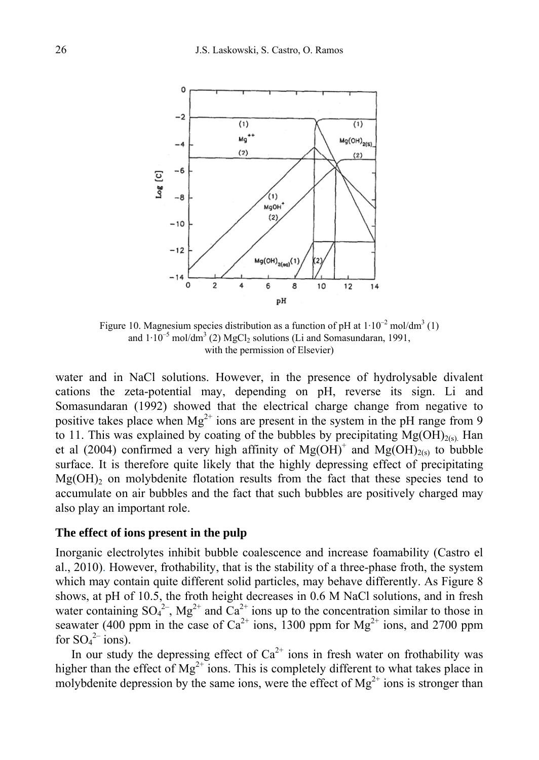Figure 10. Magnesium species distribution as a function of pH at $1 \cdot 10^{-2}$ mol/dm$^3$ (1) and $1 \cdot 10^{-5}$ mol/dm$^3$ (2) $MgCl_2$ solutions (Li and Somasundaran, 1991, with the permission of Elsevier)

water and in NaCl solutions. However, in the presence of hydrolysable divalent cations the zeta-potential may, depending on pH, reverse its sign. Li and Somasundaran (1992) showed that the electrical charge change from negative to positive takes place when $Mg^{2+}$ ions are present in the system in the pH range from 9 to 11. This was explained by coating of the bubbles by precipitating $Mg(OH)_{2(s)}$. Han et al (2004) confirmed a very high affinity of $Mg(OH)^+$ and $Mg(OH)_{2(s)}$ to bubble surface. It is therefore quite likely that the highly depressing effect of precipitating $Mg(OH)_2$ on molybdenite flotation results from the fact that these species tend to accumulate on air bubbles and the fact that such bubbles are positively charged may also play an important role.

### The effect of ions present in the pulp

Inorganic electrolytes inhibit bubble coalescence and increase foamability (Castro el al., 2010). However, frothability, that is the stability of a three-phase froth, the system which may contain quite different solid particles, may behave differently. As Figure 8 shows, at pH of 10.5, the froth height decreases in 0.6 M NaCl solutions, and in fresh water containing $SO_4^{2-}$, $Mg^{2+}$ and $Ca^{2+}$ ions up to the concentration similar to those in seawater (400 ppm in the case of $Ca^{2+}$ ions, 1300 ppm for $Mg^{2+}$ ions, and 2700 ppm for $SO_4^{2-}$ ions).

In our study the depressing effect of $Ca^{2+}$ ions in fresh water on frothability was higher than the effect of $Mg^{2+}$ ions. This is completely different to what takes place in molybdenite depression by the same ions, were the effect of $Mg^{2+}$ ions is stronger than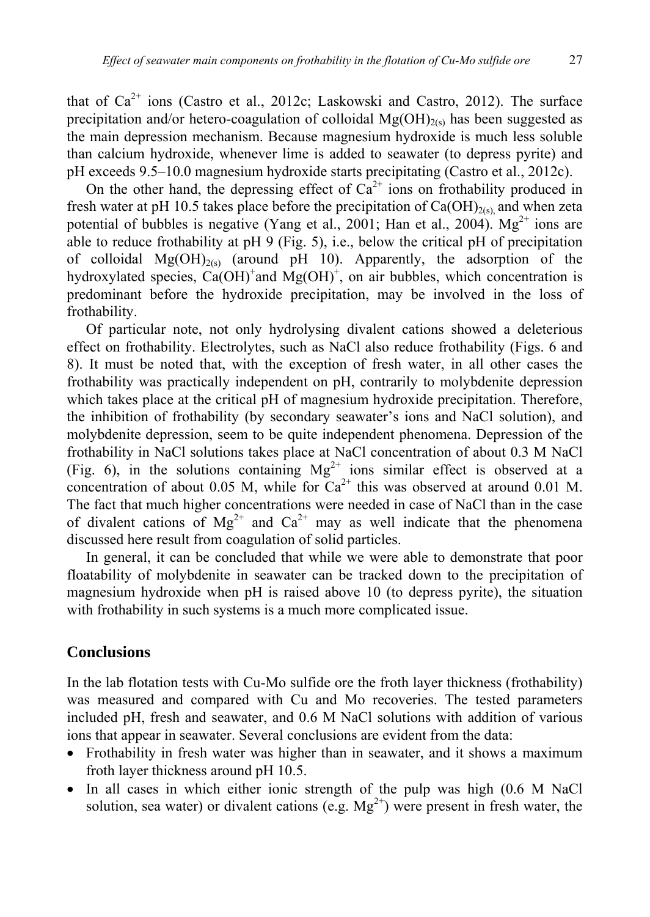that of $Ca^{2+}$ ions (Castro et al., 2012c; Laskowski and Castro, 2012). The surface precipitation and/or hetero-coagulation of colloidal $Mg(OH)_{2(s)}$ has been suggested as the main depression mechanism. Because magnesium hydroxide is much less soluble than calcium hydroxide, whenever lime is added to seawater (to depress pyrite) and pH exceeds 9.5–10.0 magnesium hydroxide starts precipitating (Castro et al., 2012c).

On the other hand, the depressing effect of $Ca^{2+}$ ions on frothability produced in fresh water at pH 10.5 takes place before the precipitation of $Ca(OH)_{2(s)}$, and when zeta potential of bubbles is negative (Yang et al., 2001; Han et al., 2004). $Mg^{2+}$ ions are able to reduce frothability at pH 9 (Fig. 5), i.e., below the critical pH of precipitation of colloidal $Mg(OH)_{2(s)}$ (around pH 10). Apparently, the adsorption of the hydroxylated species, $Ca(OH)^{+}$ and $Mg(OH)^{+}$, on air bubbles, which concentration is predominant before the hydroxide precipitation, may be involved in the loss of frothability.

Of particular note, not only hydrolysing divalent cations showed a deleterious effect on frothability. Electrolytes, such as NaCl also reduce frothability (Figs. 6 and 8). It must be noted that, with the exception of fresh water, in all other cases the frothability was practically independent on pH, contrarily to molybdenite depression which takes place at the critical pH of magnesium hydroxide precipitation. Therefore, the inhibition of frothability (by secondary seawater's ions and NaCl solution), and molybdenite depression, seem to be quite independent phenomena. Depression of the frothability in NaCl solutions takes place at NaCl concentration of about 0.3 M NaCl (Fig. 6), in the solutions containing $Mg^{2+}$ ions similar effect is observed at a concentration of about 0.05 M, while for $Ca^{2+}$ this was observed at around 0.01 M. The fact that much higher concentrations were needed in case of NaCl than in the case of divalent cations of $Mg^{2+}$ and $Ca^{2+}$ may as well indicate that the phenomena discussed here result from coagulation of solid particles.

In general, it can be concluded that while we were able to demonstrate that poor floatability of molybdenite in seawater can be tracked down to the precipitation of magnesium hydroxide when pH is raised above 10 (to depress pyrite), the situation with frothability in such systems is a much more complicated issue.

## Conclusions

In the lab flotation tests with Cu-Mo sulfide ore the froth layer thickness (frothability) was measured and compared with Cu and Mo recoveries. The tested parameters included pH, fresh and seawater, and 0.6 M NaCl solutions with addition of various ions that appear in seawater. Several conclusions are evident from the data:

- Frothability in fresh water was higher than in seawater, and it shows a maximum froth layer thickness around pH 10.5.
- In all cases in which either ionic strength of the pulp was high (0.6 M NaCl solution, sea water) or divalent cations (e.g. $Mg^{2+}$) were present in fresh water, the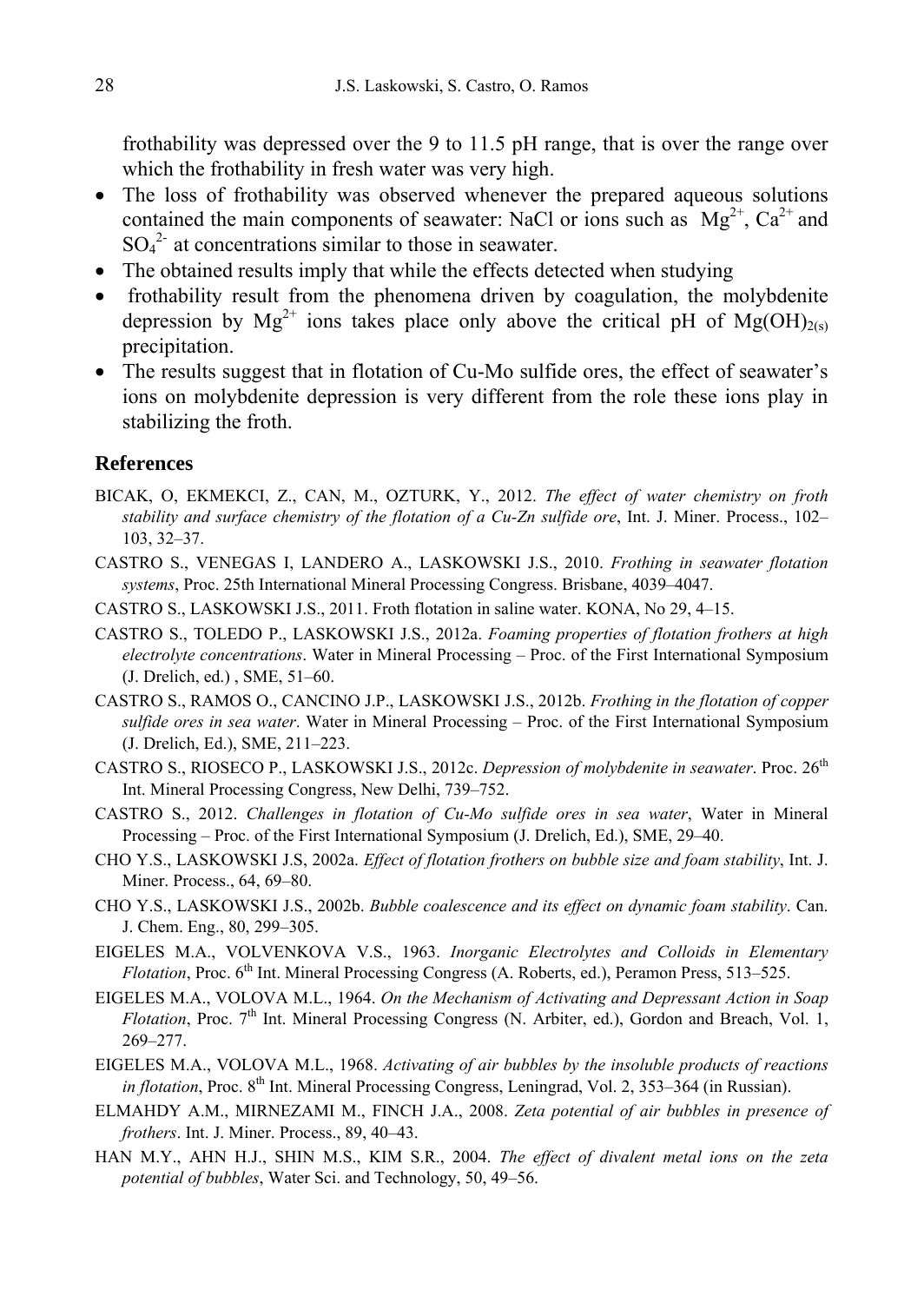frothability was depressed over the 9 to 11.5 pH range, that is over the range over which the frothability in fresh water was very high.

- The loss of frothability was observed whenever the prepared aqueous solutions contained the main components of seawater: NaCl or ions such as $Mg^{2+}$, $Ca^{2+}$ and $SO_4^{2-}$ at concentrations similar to those in seawater.
- The obtained results imply that while the effects detected when studying
- frothability result from the phenomena driven by coagulation, the molybdenite depression by $Mg^{2+}$ ions takes place only above the critical pH of $Mg(OH)_{2(s)}$ precipitation.
- The results suggest that in flotation of Cu-Mo sulfide ores, the effect of seawater's ions on molybdenite depression is very different from the role these ions play in stabilizing the froth.

## References

BICAK, O, EKMEKCI, Z., CAN, M., OZTURK, Y., 2012. *The effect of water chemistry on froth stability and surface chemistry of the flotation of a Cu-Zn sulfide ore*, Int. J. Miner. Process., 102–103, 32–37.

CASTRO S., VENEGAS I, LANDERO A., LASKOWSKI J.S., 2010. *Frothing in seawater flotation systems*, Proc. 25th International Mineral Processing Congress. Brisbane, 4039–4047.

CASTRO S., LASKOWSKI J.S., 2011. Froth flotation in saline water. KONA, No 29, 4–15.

CASTRO S., TOLEDO P., LASKOWSKI J.S., 2012a. *Foaming properties of flotation frothers at high electrolyte concentrations*. Water in Mineral Processing – Proc. of the First International Symposium (J. Drelich, ed.) , SME, 51–60.

CASTRO S., RAMOS O., CANCINO J.P., LASKOWSKI J.S., 2012b. *Frothing in the flotation of copper sulfide ores in sea water*. Water in Mineral Processing – Proc. of the First International Symposium (J. Drelich, Ed.), SME, 211–223.

CASTRO S., RIOSECO P., LASKOWSKI J.S., 2012c. *Depression of molybdenite in seawater*. Proc. 26th Int. Mineral Processing Congress, New Delhi, 739–752.

CASTRO S., 2012. *Challenges in flotation of Cu-Mo sulfide ores in sea water*, Water in Mineral Processing – Proc. of the First International Symposium (J. Drelich, Ed.), SME, 29–40.

CHO Y.S., LASKOWSKI J.S, 2002a. *Effect of flotation frothers on bubble size and foam stability*, Int. J. Miner. Process., 64, 69–80.

CHO Y.S., LASKOWSKI J.S., 2002b. *Bubble coalescence and its effect on dynamic foam stability*. Can. J. Chem. Eng., 80, 299–305.

EIGELES M.A., VOLVENKOVA V.S., 1963. *Inorganic Electrolytes and Colloids in Elementary Flotation*, Proc. 6th Int. Mineral Processing Congress (A. Roberts, ed.), Peramon Press, 513–525.

EIGELES M.A., VOLOVA M.L., 1964. *On the Mechanism of Activating and Depressant Action in Soap Flotation*, Proc. 7th Int. Mineral Processing Congress (N. Arbiter, ed.), Gordon and Breach, Vol. 1, 269–277.

EIGELES M.A., VOLOVA M.L., 1968. *Activating of air bubbles by the insoluble products of reactions in flotation*, Proc. 8th Int. Mineral Processing Congress, Leningrad, Vol. 2, 353–364 (in Russian).

ELMAHDY A.M., MIRNEZAMI M., FINCH J.A., 2008. *Zeta potential of air bubbles in presence of frothers*. Int. J. Miner. Process., 89, 40–43.

HAN M.Y., AHN H.J., SHIN M.S., KIM S.R., 2004. *The effect of divalent metal ions on the zeta potential of bubbles*, Water Sci. and Technology, 50, 49–56.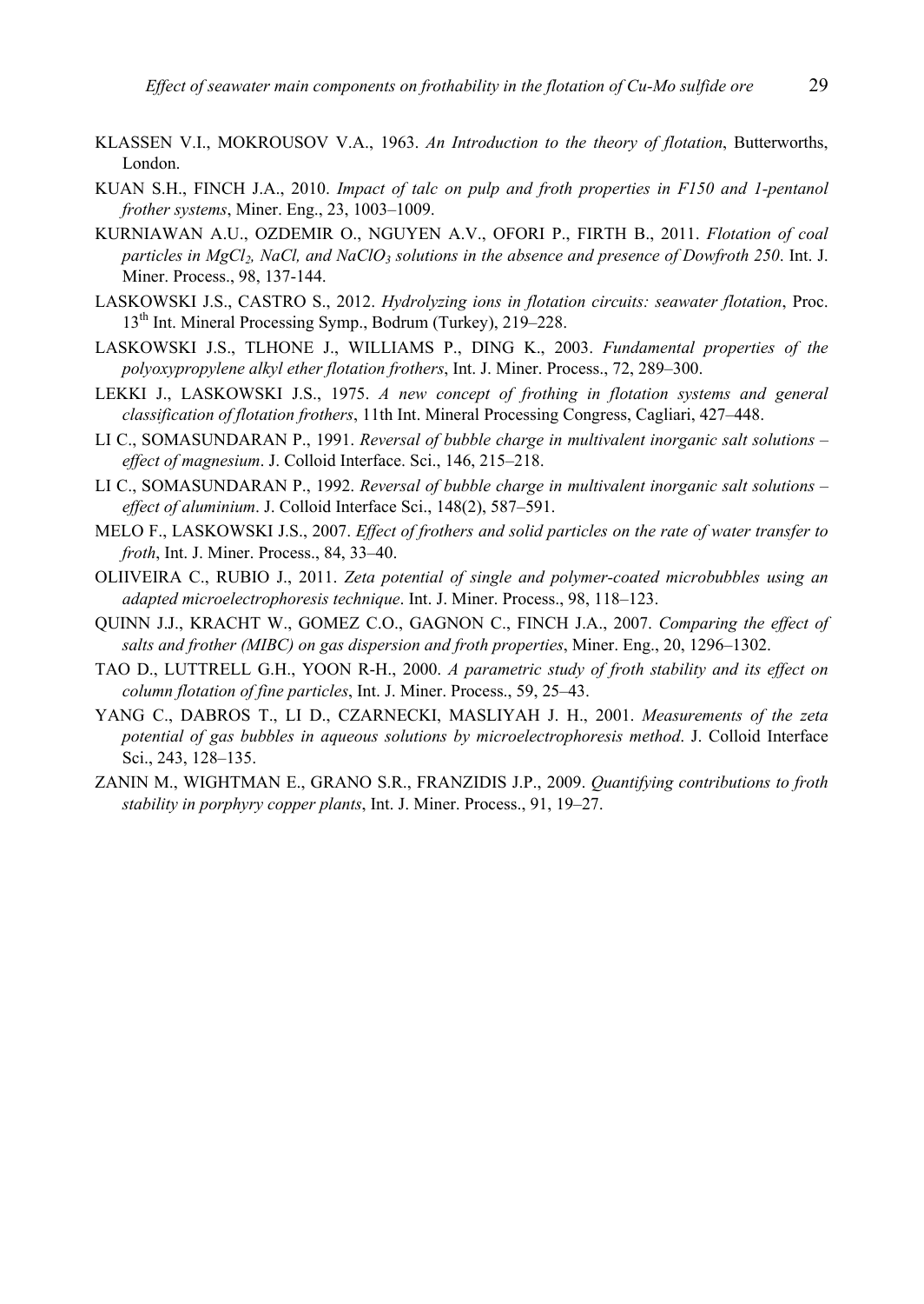KLASSEN V.I., MOKROUSOV V.A., 1963. *An Introduction to the theory of flotation*, Butterworths, London.

KUAN S.H., FINCH J.A., 2010. *Impact of talc on pulp and froth properties in F150 and 1-pentanol frother systems*, Miner. Eng., 23, 1003–1009.

KURNIAWAN A.U., OZDEMIR O., NGUYEN A.V., OFORI P., FIRTH B., 2011. *Flotation of coal particles in $MgCl_2$, NaCl, and $NaClO_3$ solutions in the absence and presence of Dowfroth 250*. Int. J. Miner. Process., 98, 137-144.

LASKOWSKI J.S., CASTRO S., 2012. *Hydrolyzing ions in flotation circuits: seawater flotation*, Proc. 13th Int. Mineral Processing Symp., Bodrum (Turkey), 219–228.

LASKOWSKI J.S., TLHONE J., WILLIAMS P., DING K., 2003. *Fundamental properties of the polyoxypropylene alkyl ether flotation frothers*, Int. J. Miner. Process., 72, 289–300.

LEKKI J., LASKOWSKI J.S., 1975. *A new concept of frothing in flotation systems and general classification of flotation frothers*, 11th Int. Mineral Processing Congress, Cagliari, 427–448.

LI C., SOMASUNDARAN P., 1991. *Reversal of bubble charge in multivalent inorganic salt solutions – effect of magnesium*. J. Colloid Interface. Sci., 146, 215–218.

LI C., SOMASUNDARAN P., 1992. *Reversal of bubble charge in multivalent inorganic salt solutions – effect of aluminium*. J. Colloid Interface Sci., 148(2), 587–591.

MELO F., LASKOWSKI J.S., 2007. *Effect of frothers and solid particles on the rate of water transfer to froth*, Int. J. Miner. Process., 84, 33–40.

OLIIVEIRA C., RUBIO J., 2011. *Zeta potential of single and polymer-coated microbubbles using an adapted microelectrophoresis technique*. Int. J. Miner. Process., 98, 118–123.

QUINN J.J., KRACHT W., GOMEZ C.O., GAGNON C., FINCH J.A., 2007. *Comparing the effect of salts and frother (MIBC) on gas dispersion and froth properties*, Miner. Eng., 20, 1296–1302.

TAO D., LUTTRELL G.H., YOON R-H., 2000. *A parametric study of froth stability and its effect on column flotation of fine particles*, Int. J. Miner. Process., 59, 25–43.

YANG C., DABROS T., LI D., CZARNECKI, MASLIYAH J. H., 2001. *Measurements of the zeta potential of gas bubbles in aqueous solutions by microelectrophoresis method*. J. Colloid Interface Sci., 243, 128–135.

ZANIN M., WIGHTMAN E., GRANO S.R., FRANZIDIS J.P., 2009. *Quantifying contributions to froth stability in porphyry copper plants*, Int. J. Miner. Process., 91, 19–27.